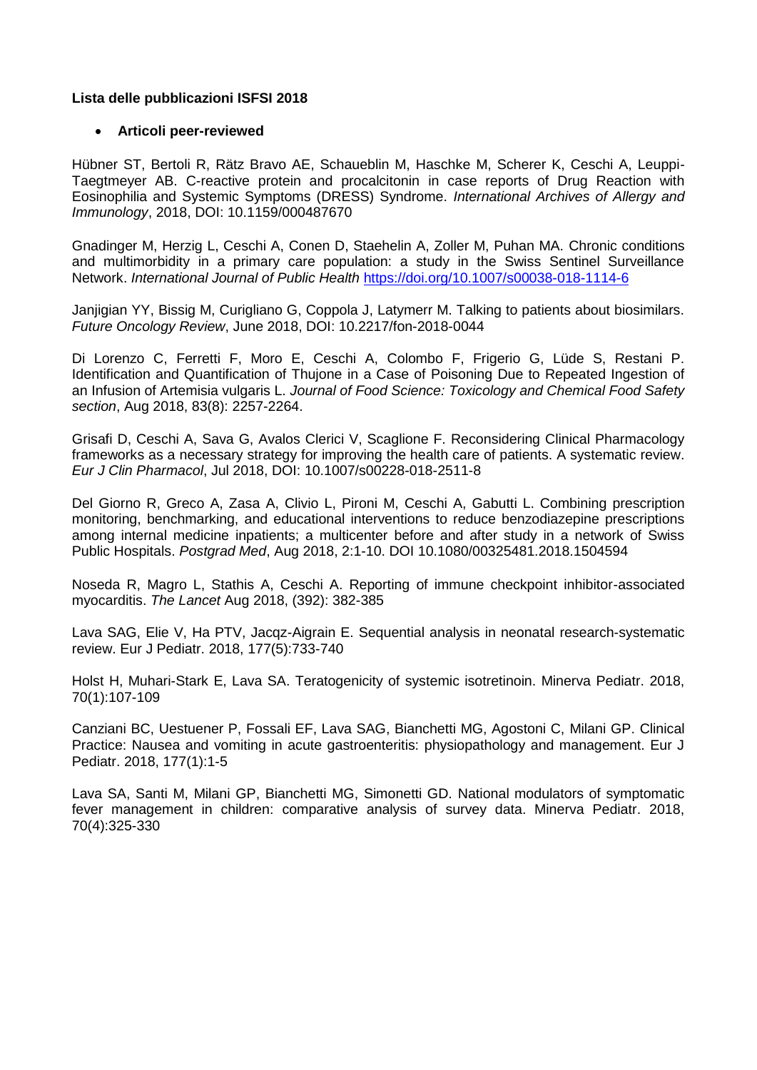**Lista delle pubblicazioni ISFSI 2018**

- **Articoli peer-reviewed**

Hübner ST, Bertoli R, Rätz Bravo AE, Schaueblin M, Haschke M, Scherer K, Ceschi A, Leuppi-Taegtmeyer AB. C-reactive protein and procalcitonin in case reports of Drug Reaction with Eosinophilia and Systemic Symptoms (DRESS) Syndrome. *International Archives of Allergy and Immunology*, 2018, DOI: 10.1159/000487670

Gnadinger M, Herzig L, Ceschi A, Conen D, Staehelin A, Zoller M, Puhan MA. Chronic conditions and multimorbidity in a primary care population: a study in the Swiss Sentinel Surveillance Network. *International Journal of Public Health* https://doi.org/10.1007/s00038-018-1114-6

Janjigian YY, Bissig M, Curigliano G, Coppola J, Latymerr M. Talking to patients about biosimilars. *Future Oncology Review*, June 2018, DOI: 10.2217/fon-2018-0044

Di Lorenzo C, Ferretti F, Moro E, Ceschi A, Colombo F, Frigerio G, Lüde S, Restani P. Identification and Quantification of Thujone in a Case of Poisoning Due to Repeated Ingestion of an Infusion of Artemisia vulgaris L. *Journal of Food Science: Toxicology and Chemical Food Safety section*, Aug 2018, 83(8): 2257-2264.

Grisafi D, Ceschi A, Sava G, Avalos Clerici V, Scaglione F. Reconsidering Clinical Pharmacology frameworks as a necessary strategy for improving the health care of patients. A systematic review. *Eur J Clin Pharmacol*, Jul 2018, DOI: 10.1007/s00228-018-2511-8

Del Giorno R, Greco A, Zasa A, Clivio L, Pironi M, Ceschi A, Gabutti L. Combining prescription monitoring, benchmarking, and educational interventions to reduce benzodiazepine prescriptions among internal medicine inpatients; a multicenter before and after study in a network of Swiss Public Hospitals. *Postgrad Med*, Aug 2018, 2:1-10. DOI 10.1080/00325481.2018.1504594

Noseda R, Magro L, Stathis A, Ceschi A. Reporting of immune checkpoint inhibitor-associated myocarditis. *The Lancet* Aug 2018, (392): 382-385

Lava SAG, Elie V, Ha PTV, Jacqz-Aigrain E. Sequential analysis in neonatal research-systematic review. Eur J Pediatr. 2018, 177(5):733-740

Holst H, Muhari-Stark E, Lava SA. Teratogenicity of systemic isotretinoin. Minerva Pediatr. 2018, 70(1):107-109

Canziani BC, Uestuener P, Fossali EF, Lava SAG, Bianchetti MG, Agostoni C, Milani GP. Clinical Practice: Nausea and vomiting in acute gastroenteritis: physiopathology and management. Eur J Pediatr. 2018, 177(1):1-5

Lava SA, Santi M, Milani GP, Bianchetti MG, Simonetti GD. National modulators of symptomatic fever management in children: comparative analysis of survey data. Minerva Pediatr. 2018, 70(4):325-330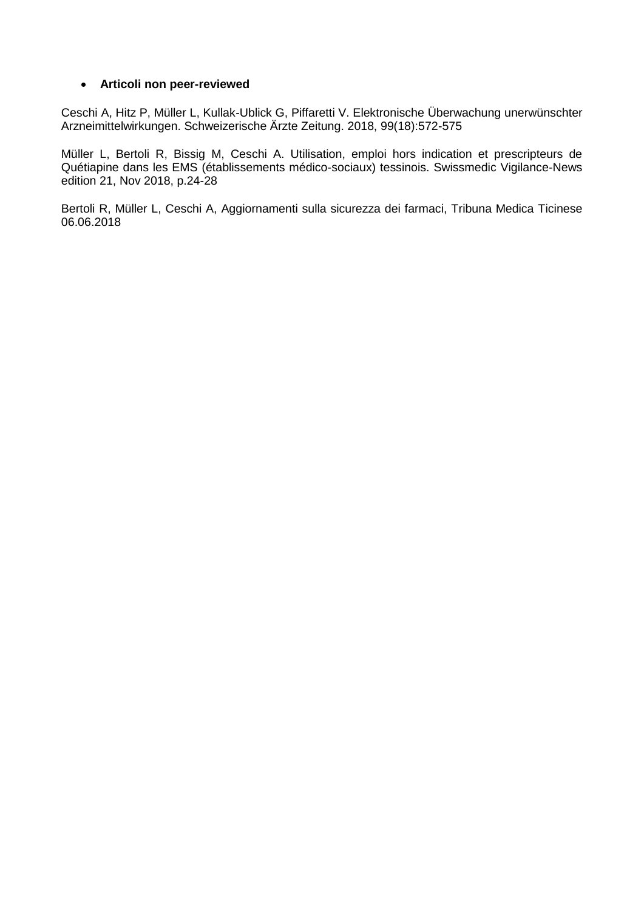- **Articoli non peer-reviewed**

Ceschi A, Hitz P, Müller L, Kullak-Ublick G, Piffaretti V. Elektronische Überwachung unerwünschter Arzneimittelwirkungen. Schweizerische Ärzte Zeitung. 2018, 99(18):572-575

Müller L, Bertoli R, Bissig M, Ceschi A. Utilisation, emploi hors indication et prescripteurs de Quétiapine dans les EMS (établissements médico-sociaux) tessinois. Swissmedic Vigilance-News edition 21, Nov 2018, p.24-28

Bertoli R, Müller L, Ceschi A, Aggiornamenti sulla sicurezza dei farmaci, Tribuna Medica Ticinese 06.06.2018